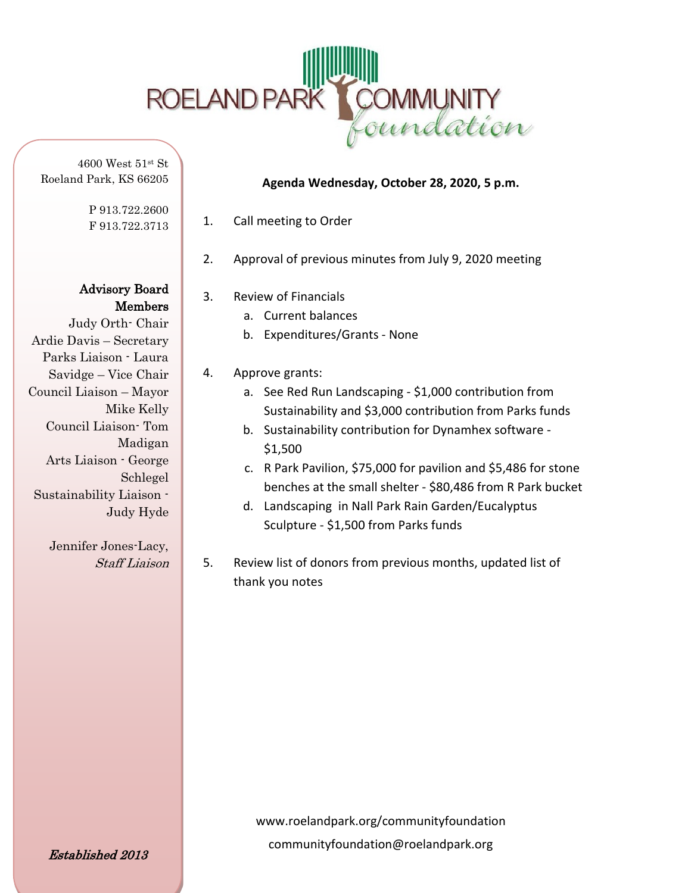# ROELAND PARK COMMUNITY foundation

4600 West 51st St
Roeland Park, KS 66205

P 913.722.2600
F 913.722.3713

**Advisory Board Members**

Judy Orth- Chair
Ardie Davis – Secretary
Parks Liaison - Laura Savidge – Vice Chair
Council Liaison – Mayor Mike Kelly
Council Liaison- Tom Madigan
Arts Liaison - George Schlegel
Sustainability Liaison - Judy Hyde

Jennifer Jones-Lacy, *Staff Liaison*

*Established 2013*

**Agenda Wednesday, October 28, 2020, 5 p.m.**

1. Call meeting to Order
2. Approval of previous minutes from July 9, 2020 meeting
3. Review of Financials
   a. Current balances
   b. Expenditures/Grants - None
4. Approve grants:
   a. See Red Run Landscaping - $1,000 contribution from Sustainability and $3,000 contribution from Parks funds
   b. Sustainability contribution for Dynamhex software - $1,500
   c. R Park Pavilion, $75,000 for pavilion and $5,486 for stone benches at the small shelter - $80,486 from R Park bucket
   d. Landscaping in Nall Park Rain Garden/Eucalyptus Sculpture - $1,500 from Parks funds
5. Review list of donors from previous months, updated list of thank you notes

www.roelandpark.org/communityfoundation
communityfoundation@roelandpark.org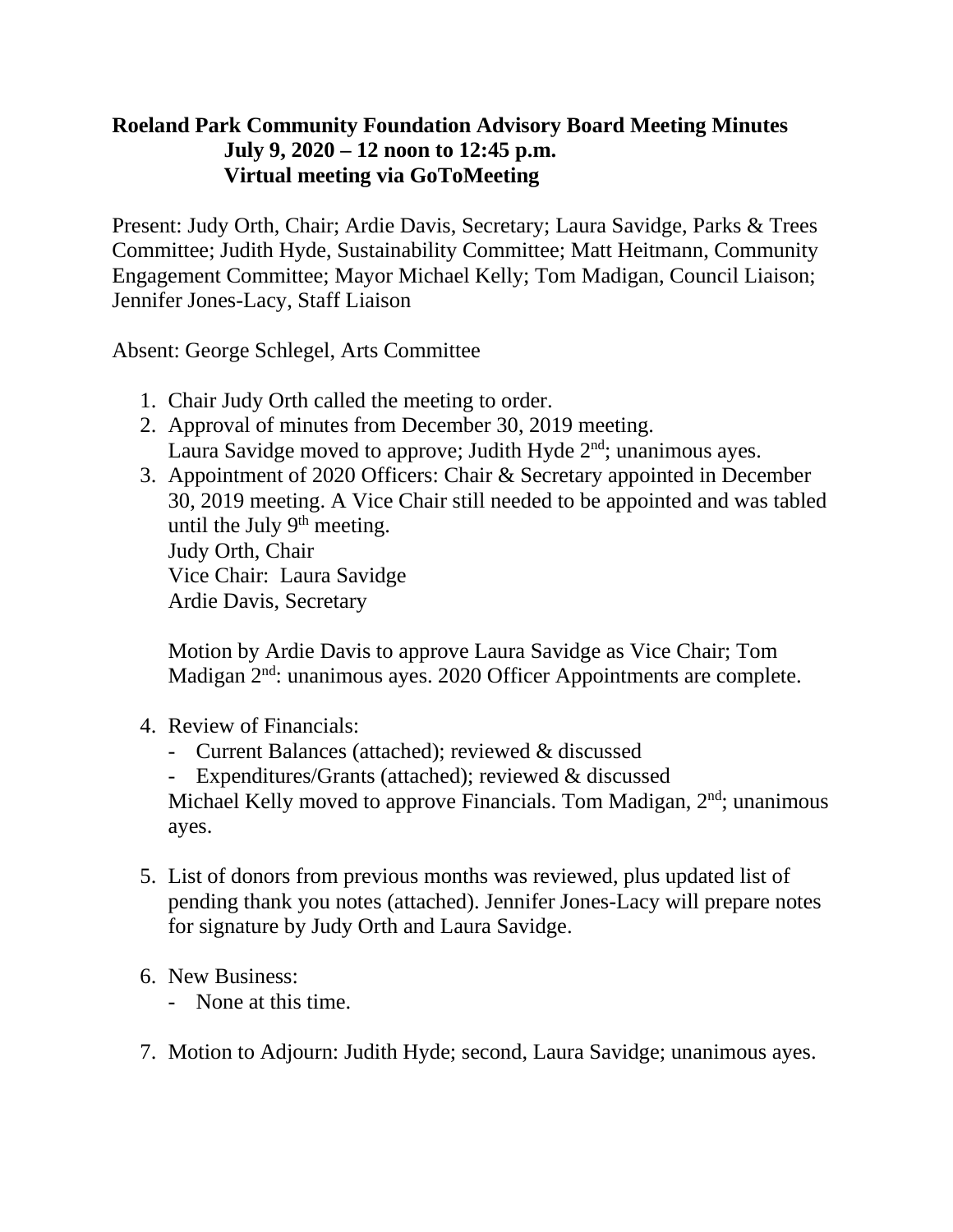**Roeland Park Community Foundation Advisory Board Meeting Minutes**
**July 9, 2020 – 12 noon to 12:45 p.m.**
**Virtual meeting via GoToMeeting**

Present: Judy Orth, Chair; Ardie Davis, Secretary; Laura Savidge, Parks & Trees Committee; Judith Hyde, Sustainability Committee; Matt Heitmann, Community Engagement Committee; Mayor Michael Kelly; Tom Madigan, Council Liaison; Jennifer Jones-Lacy, Staff Liaison

Absent: George Schlegel, Arts Committee

1. Chair Judy Orth called the meeting to order.
2. Approval of minutes from December 30, 2019 meeting.
   Laura Savidge moved to approve; Judith Hyde 2nd; unanimous ayes.
3. Appointment of 2020 Officers: Chair & Secretary appointed in December 30, 2019 meeting. A Vice Chair still needed to be appointed and was tabled until the July 9th meeting.
   Judy Orth, Chair
   Vice Chair: Laura Savidge
   Ardie Davis, Secretary

   Motion by Ardie Davis to approve Laura Savidge as Vice Chair; Tom Madigan 2nd: unanimous ayes. 2020 Officer Appointments are complete.

4. Review of Financials:
   - Current Balances (attached); reviewed & discussed
   - Expenditures/Grants (attached); reviewed & discussed

   Michael Kelly moved to approve Financials. Tom Madigan, 2nd; unanimous ayes.

5. List of donors from previous months was reviewed, plus updated list of pending thank you notes (attached). Jennifer Jones-Lacy will prepare notes for signature by Judy Orth and Laura Savidge.

6. New Business:
   - None at this time.

7. Motion to Adjourn: Judith Hyde; second, Laura Savidge; unanimous ayes.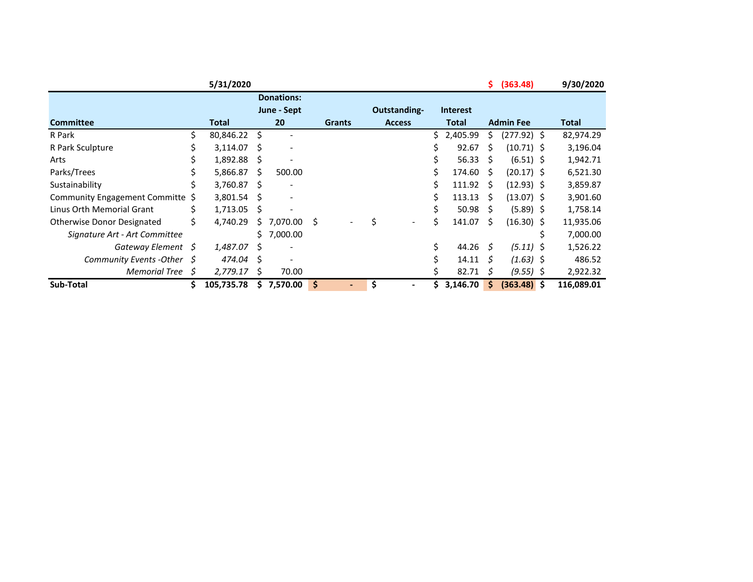| | 5/31/2020 | | | | | $ (363.48) | 9/30/2020 |
|---|---|---|---|---|---|---|---|
| Committee | Total | Donations: June - Sept 20 | Grants | Outstanding-Access | Interest Total | Admin Fee | Total |
| R Park | $ 80,846.22 | $ - | | | $ 2,405.99 | $ (277.92) | $ 82,974.29 |
| R Park Sculpture | $ 3,114.07 | $ - | | | $ 92.67 | $ (10.71) | $ 3,196.04 |
| Arts | $ 1,892.88 | $ - | | | $ 56.33 | $ (6.51) | $ 1,942.71 |
| Parks/Trees | $ 5,866.87 | $ 500.00 | | | $ 174.60 | $ (20.17) | $ 6,521.30 |
| Sustainability | $ 3,760.87 | $ - | | | $ 111.92 | $ (12.93) | $ 3,859.87 |
| Community Engagement Committe | $ 3,801.54 | $ - | | | $ 113.13 | $ (13.07) | $ 3,901.60 |
| Linus Orth Memorial Grant | $ 1,713.05 | $ - | | | $ 50.98 | $ (5.89) | $ 1,758.14 |
| Otherwise Donor Designated | $ 4,740.29 | $ 7,070.00 | $ - | $ - | $ 141.07 | $ (16.30) | $ 11,935.06 |
| *Signature Art - Art Committee* | | $ 7,000.00 | | | | | $ 7,000.00 |
| *Gateway Element* | *$ 1,487.07* | $ - | | | $ 44.26 | *$ (5.11)* | $ 1,526.22 |
| *Community Events -Other* | *$ 474.04* | $ - | | | $ 14.11 | *$ (1.63)* | $ 486.52 |
| *Memorial Tree* | *$ 2,779.17* | $ 70.00 | | | $ 82.71 | *$ (9.55)* | $ 2,922.32 |
| **Sub-Total** | **$ 105,735.78** | **$ 7,570.00** | **$ -** | **$ -** | **$ 3,146.70** | **$ (363.48)** | **$ 116,089.01** |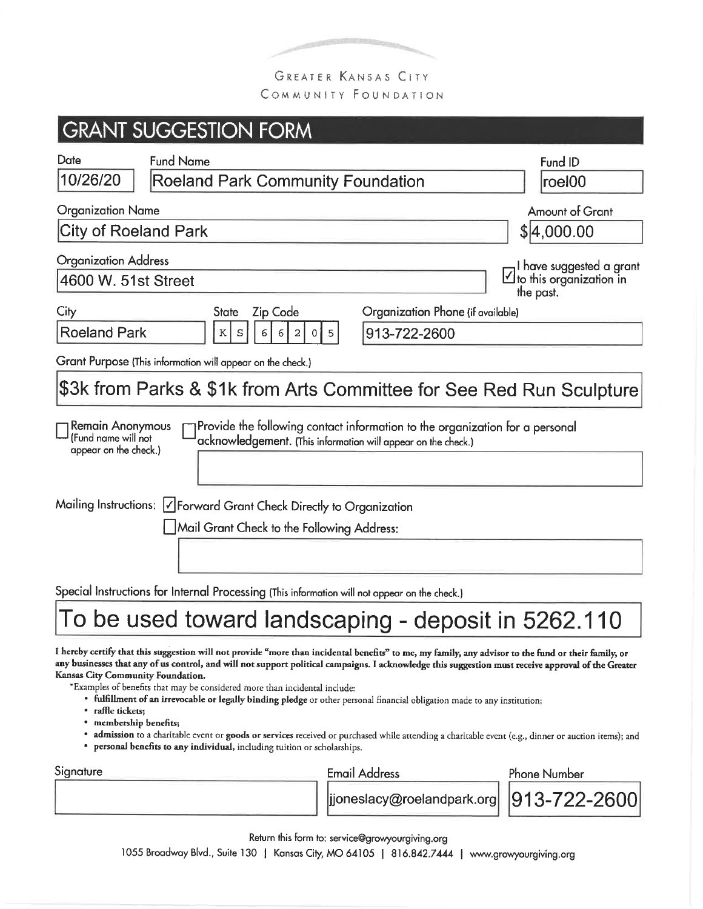GREATER KANSAS CITY
COMMUNITY FOUNDATION

# GRANT SUGGESTION FORM

| Date | Fund Name | Fund ID |
|---|---|---|
| 10/26/20 | Roeland Park Community Foundation | roel00 |

| Organization Name | Amount of Grant |
|---|---|
| City of Roeland Park | $4,000.00 |

**Organization Address**
4600 W. 51st Street

☑ I have suggested a grant to this organization in the past.

| City | State | Zip Code | Organization Phone (if available) |
|---|---|---|---|
| Roeland Park | KS | 66205 | 913-722-2600 |

**Grant Purpose** (This information will appear on the check.)

$3k from Parks & $1k from Arts Committee for See Red Run Sculpture

☐ Remain Anonymous (Fund name will not appear on the check.)

☐ Provide the following contact information to the organization for a personal acknowledgement. (This information will appear on the check.)

Mailing Instructions: ☑ Forward Grant Check Directly to Organization

☐ Mail Grant Check to the Following Address:

**Special Instructions for Internal Processing** (This information will not appear on the check.)

To be used toward landscaping - deposit in 5262.110

**I hereby certify that this suggestion will not provide "more than incidental benefits" to me, my family, any advisor to the fund or their family, or any businesses that any of us control, and will not support political campaigns. I acknowledge this suggestion must receive approval of the Greater Kansas City Community Foundation.**

*Examples of benefits that may be considered more than incidental include:

- **fulfillment of an irrevocable or legally binding pledge** or other personal financial obligation made to any institution;
- **raffle tickets;**
- **membership benefits;**
- **admission** to a charitable event or **goods or services** received or purchased while attending a charitable event (e.g., dinner or auction items); and
- **personal benefits to any individual,** including tuition or scholarships.

| Signature | Email Address | Phone Number |
|---|---|---|
| | jjoneslacy@roelandpark.org | 913-722-2600 |

Return this form to: service@growyourgiving.org

1055 Broadway Blvd., Suite 130 | Kansas City, MO 64105 | 816.842.7444 | www.growyourgiving.org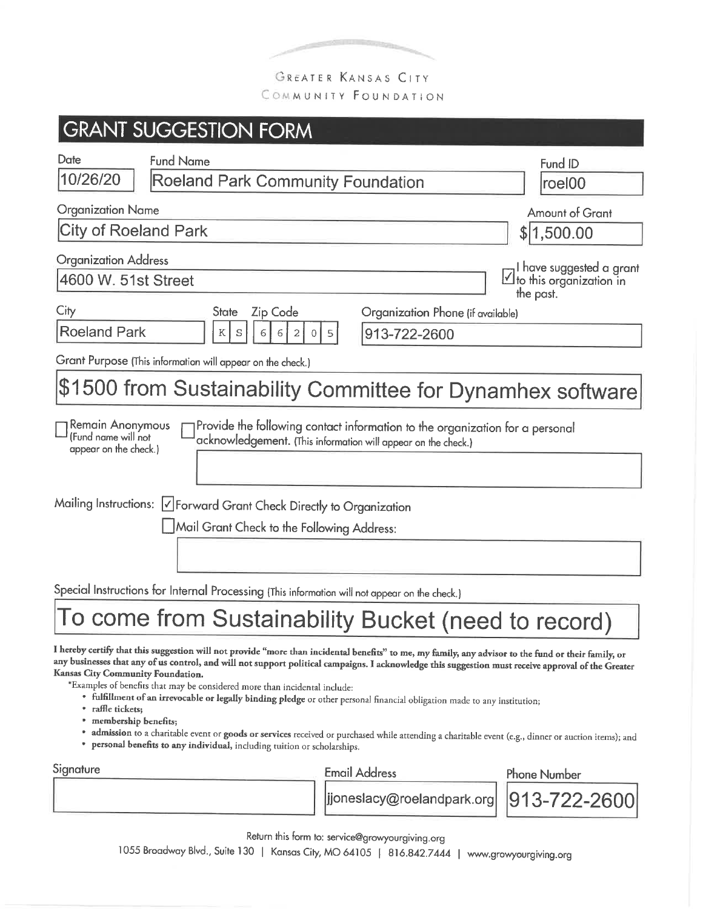GREATER KANSAS CITY
COMMUNITY FOUNDATION

# GRANT SUGGESTION FORM

| Date | Fund Name | Fund ID |
|---|---|---|
| 10/26/20 | Roeland Park Community Foundation | roel00 |

**Organization Name**
City of Roeland Park

**Amount of Grant**
$ 1,500.00

**Organization Address**
4600 W. 51st Street

☑ I have suggested a grant to this organization in the past.

| City | State | Zip Code | Organization Phone (if available) |
|---|---|---|---|
| Roeland Park | KS | 66205 | 913-722-2600 |

**Grant Purpose** (This information will appear on the check.)

$1500 from Sustainability Committee for Dynamhex software

☐ Remain Anonymous (Fund name will not appear on the check.)

☐ Provide the following contact information to the organization for a personal acknowledgement. (This information will appear on the check.)

Mailing Instructions: ☑ Forward Grant Check Directly to Organization

☐ Mail Grant Check to the Following Address:

**Special Instructions for Internal Processing** (This information will not appear on the check.)

To come from Sustainability Bucket (need to record)

**I hereby certify that this suggestion will not provide "more than incidental benefits" to me, my family, any advisor to the fund or their family, or any businesses that any of us control, and will not support political campaigns. I acknowledge this suggestion must receive approval of the Greater Kansas City Community Foundation.**

*Examples of benefits that may be considered more than incidental include:

- **fulfillment of an irrevocable or legally binding pledge** or other personal financial obligation made to any institution;
- **raffle tickets;**
- **membership benefits;**
- **admission** to a charitable event or **goods or services** received or purchased while attending a charitable event (e.g., dinner or auction items); and
- **personal benefits to any individual,** including tuition or scholarships.

| Signature | Email Address | Phone Number |
|---|---|---|
| | jjoneslacy@roelandpark.org | 913-722-2600 |

Return this form to: service@growyourgiving.org

1055 Broadway Blvd., Suite 130 | Kansas City, MO 64105 | 816.842.7444 | www.growyourgiving.org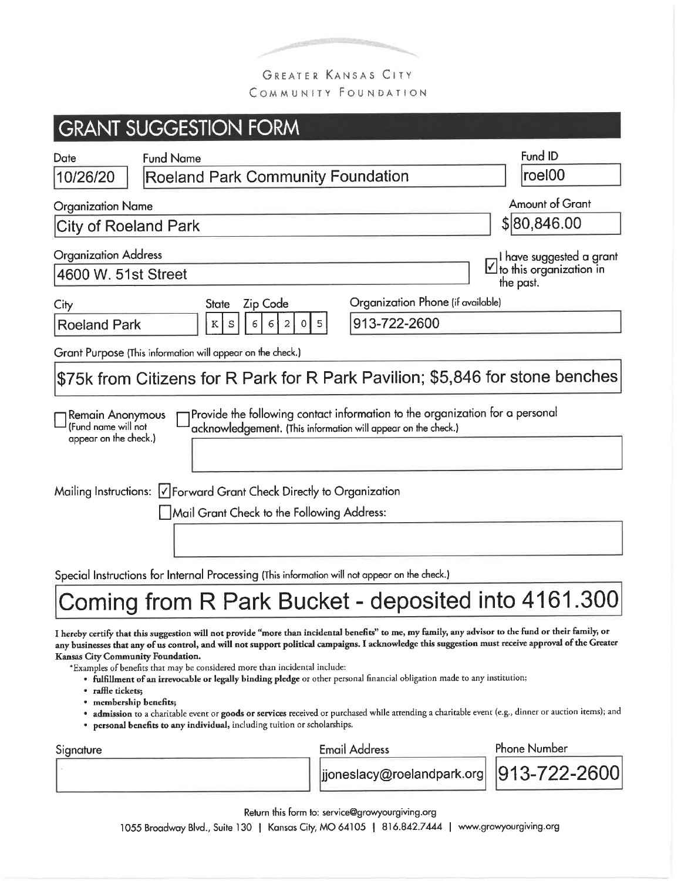GREATER KANSAS CITY COMMUNITY FOUNDATION

# GRANT SUGGESTION FORM

**Date:** 10/26/20

**Fund Name:** Roeland Park Community Foundation

**Fund ID:** roel00

**Organization Name:** City of Roeland Park

**Amount of Grant:** $80,846.00

**Organization Address:** 4600 W. 51st Street

☑ I have suggested a grant to this organization in the past.

**City:** Roeland Park

**State:** KS

**Zip Code:** 66205

**Organization Phone (if available):** 913-722-2600

**Grant Purpose** (This information will appear on the check.)

$75k from Citizens for R Park for R Park Pavilion; $5,846 for stone benches

☐ Remain Anonymous (Fund name will not appear on the check.)

☐ Provide the following contact information to the organization for a personal acknowledgement. (This information will appear on the check.)

Mailing Instructions: ☑ Forward Grant Check Directly to Organization

☐ Mail Grant Check to the Following Address:

**Special Instructions for Internal Processing** (This information will not appear on the check.)

Coming from R Park Bucket - deposited into 4161.300

**I hereby certify that this suggestion will not provide "more than incidental benefits" to me, my family, any advisor to the fund or their family, or any businesses that any of us control, and will not support political campaigns. I acknowledge this suggestion must receive approval of the Greater Kansas City Community Foundation.**

*Examples of benefits that may be considered more than incidental include:

- **fulfillment of an irrevocable or legally binding pledge** or other personal financial obligation made to any institution;
- **raffle tickets;**
- **membership benefits;**
- **admission** to a charitable event or **goods or services** received or purchased while attending a charitable event (e.g., dinner or auction items); and
- **personal benefits to any individual,** including tuition or scholarships.

**Signature:**

**Email Address:** jjoneslacy@roelandpark.org

**Phone Number:** 913-722-2600

Return this form to: service@growyourgiving.org

1055 Broadway Blvd., Suite 130 | Kansas City, MO 64105 | 816.842.7444 | www.growyourgiving.org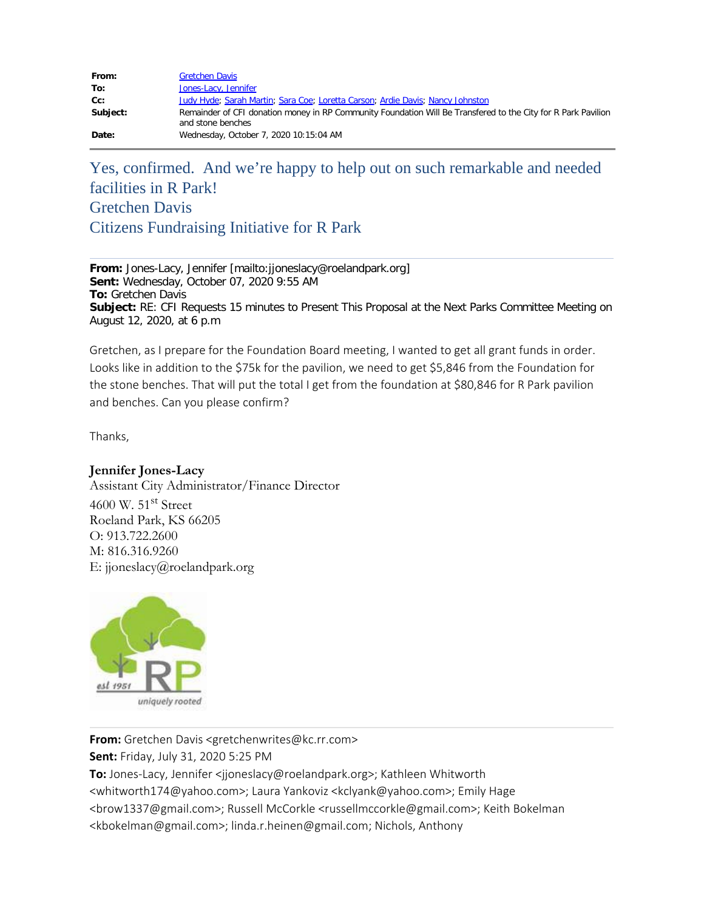| | |
|---|---|
| **From:** | Gretchen Davis |
| **To:** | Jones-Lacy, Jennifer |
| **Cc:** | Judy Hyde; Sarah Martin; Sara Coe; Loretta Carson; Ardie Davis; Nancy Johnston |
| **Subject:** | Remainder of CFI donation money in RP Community Foundation Will Be Transfered to the City for R Park Pavilion and stone benches |
| **Date:** | Wednesday, October 7, 2020 10:15:04 AM |

Yes, confirmed. And we're happy to help out on such remarkable and needed facilities in R Park!
Gretchen Davis
Citizens Fundraising Initiative for R Park

---

**From:** Jones-Lacy, Jennifer [mailto:jjoneslacy@roelandpark.org]
**Sent:** Wednesday, October 07, 2020 9:55 AM
**To:** Gretchen Davis
**Subject:** RE: CFI Requests 15 minutes to Present This Proposal at the Next Parks Committee Meeting on August 12, 2020, at 6 p.m

Gretchen, as I prepare for the Foundation Board meeting, I wanted to get all grant funds in order. Looks like in addition to the $75k for the pavilion, we need to get $5,846 from the Foundation for the stone benches. That will put the total I get from the foundation at $80,846 for R Park pavilion and benches. Can you please confirm?

Thanks,

**Jennifer Jones-Lacy**
Assistant City Administrator/Finance Director
4600 W. 51st Street
Roeland Park, KS 66205
O: 913.722.2600
M: 816.316.9260
E: jjoneslacy@roelandpark.org

est 1951 RP uniquely rooted

---

**From:** Gretchen Davis <gretchenwrites@kc.rr.com>
**Sent:** Friday, July 31, 2020 5:25 PM
**To:** Jones-Lacy, Jennifer <jjoneslacy@roelandpark.org>; Kathleen Whitworth <whitworth174@yahoo.com>; Laura Yankoviz <kclyank@yahoo.com>; Emily Hage <brow1337@gmail.com>; Russell McCorkle <russellmccorkle@gmail.com>; Keith Bokelman <kbokelman@gmail.com>; linda.r.heinen@gmail.com; Nichols, Anthony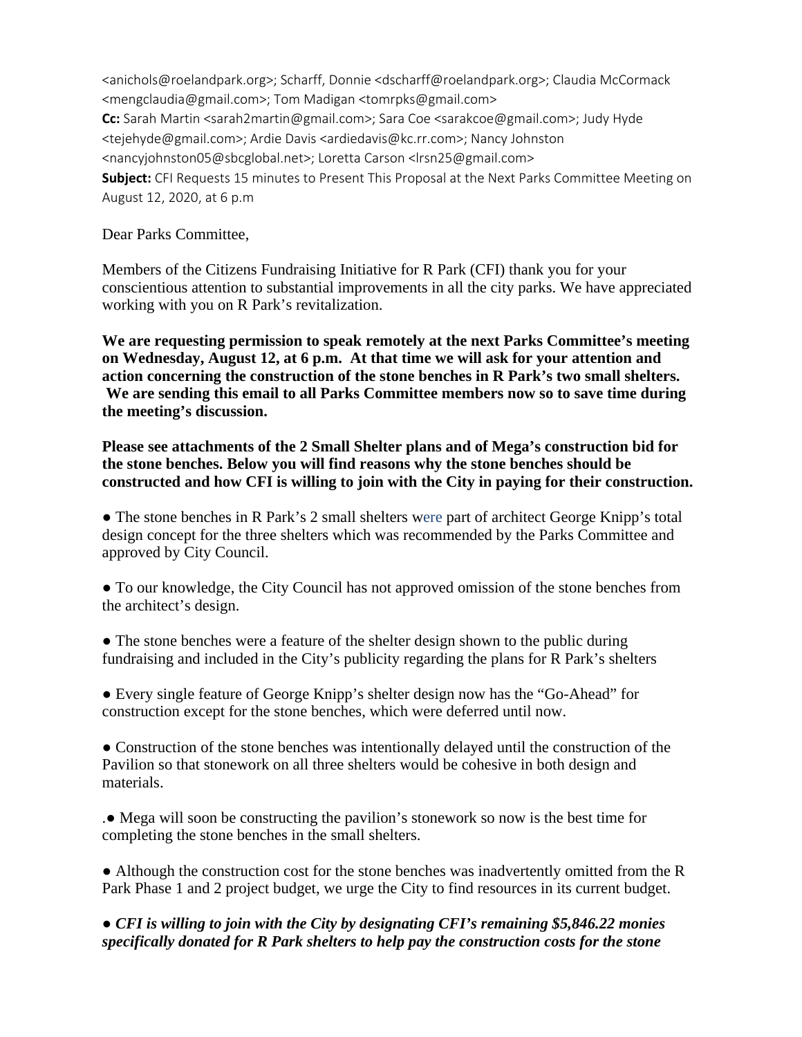<anichols@roelandpark.org>; Scharff, Donnie <dscharff@roelandpark.org>; Claudia McCormack <mengclaudia@gmail.com>; Tom Madigan <tomrpks@gmail.com>
**Cc:** Sarah Martin <sarah2martin@gmail.com>; Sara Coe <sarakcoe@gmail.com>; Judy Hyde <tejehyde@gmail.com>; Ardie Davis <ardiedavis@kc.rr.com>; Nancy Johnston <nancyjohnston05@sbcglobal.net>; Loretta Carson <lrsn25@gmail.com>
**Subject:** CFI Requests 15 minutes to Present This Proposal at the Next Parks Committee Meeting on August 12, 2020, at 6 p.m

Dear Parks Committee,

Members of the Citizens Fundraising Initiative for R Park (CFI) thank you for your conscientious attention to substantial improvements in all the city parks. We have appreciated working with you on R Park's revitalization.

**We are requesting permission to speak remotely at the next Parks Committee's meeting on Wednesday, August 12, at 6 p.m. At that time we will ask for your attention and action concerning the construction of the stone benches in R Park's two small shelters. We are sending this email to all Parks Committee members now so to save time during the meeting's discussion.**

**Please see attachments of the 2 Small Shelter plans and of Mega's construction bid for the stone benches. Below you will find reasons why the stone benches should be constructed and how CFI is willing to join with the City in paying for their construction.**

● The stone benches in R Park's 2 small shelters were part of architect George Knipp's total design concept for the three shelters which was recommended by the Parks Committee and approved by City Council.

● To our knowledge, the City Council has not approved omission of the stone benches from the architect's design.

● The stone benches were a feature of the shelter design shown to the public during fundraising and included in the City's publicity regarding the plans for R Park's shelters

● Every single feature of George Knipp's shelter design now has the "Go-Ahead" for construction except for the stone benches, which were deferred until now.

● Construction of the stone benches was intentionally delayed until the construction of the Pavilion so that stonework on all three shelters would be cohesive in both design and materials.

.● Mega will soon be constructing the pavilion's stonework so now is the best time for completing the stone benches in the small shelters.

● Although the construction cost for the stone benches was inadvertently omitted from the R Park Phase 1 and 2 project budget, we urge the City to find resources in its current budget.

● ***CFI is willing to join with the City by designating CFI's remaining $5,846.22 monies specifically donated for R Park shelters to help pay the construction costs for the stone***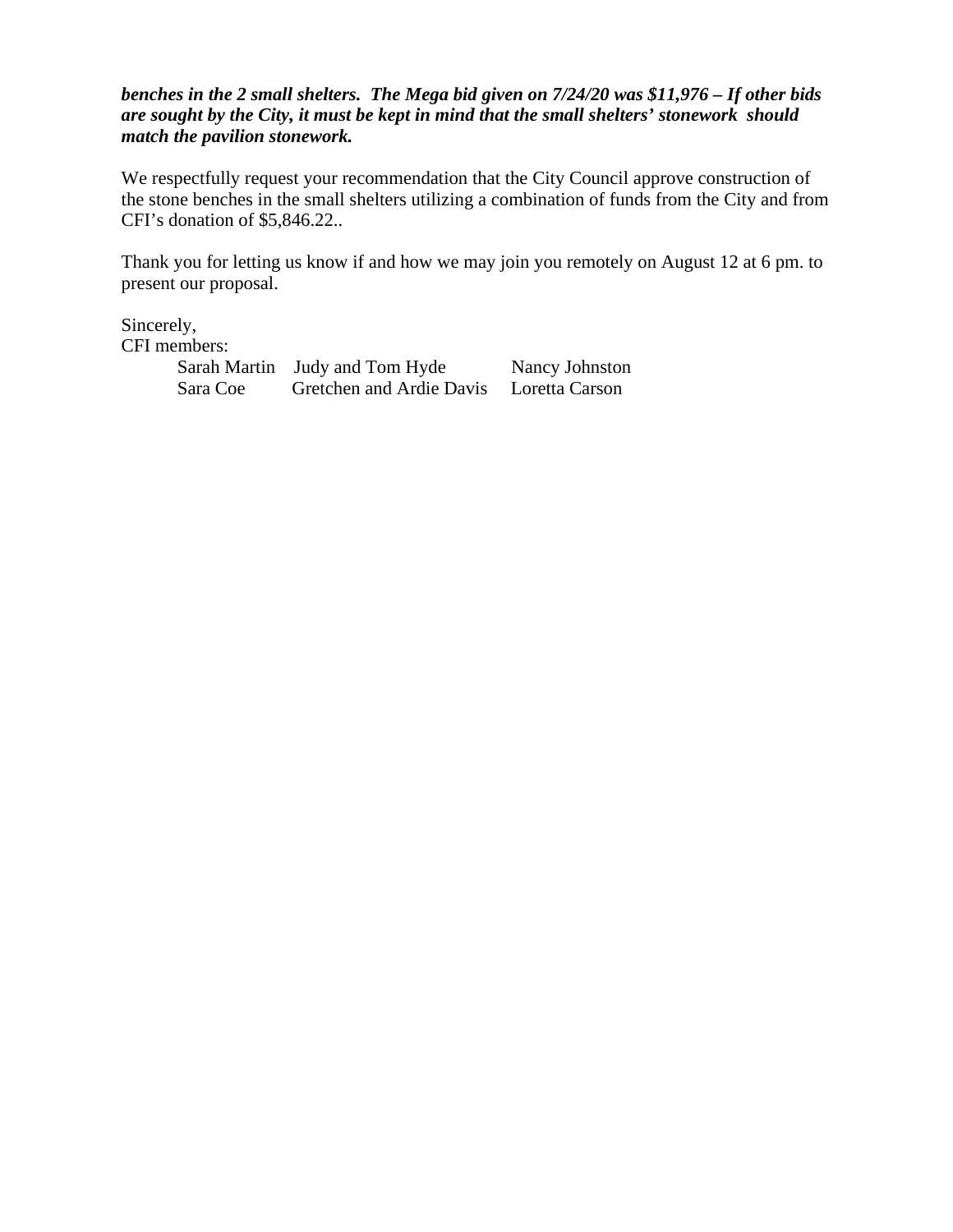***benches in the 2 small shelters. The Mega bid given on 7/24/20 was $11,976 – If other bids are sought by the City, it must be kept in mind that the small shelters' stonework should match the pavilion stonework.***

We respectfully request your recommendation that the City Council approve construction of the stone benches in the small shelters utilizing a combination of funds from the City and from CFI's donation of $5,846.22..

Thank you for letting us know if and how we may join you remotely on August 12 at 6 pm. to present our proposal.

Sincerely,
CFI members:

| | | |
|---|---|---|
| Sarah Martin | Judy and Tom Hyde | Nancy Johnston |
| Sara Coe | Gretchen and Ardie Davis | Loretta Carson |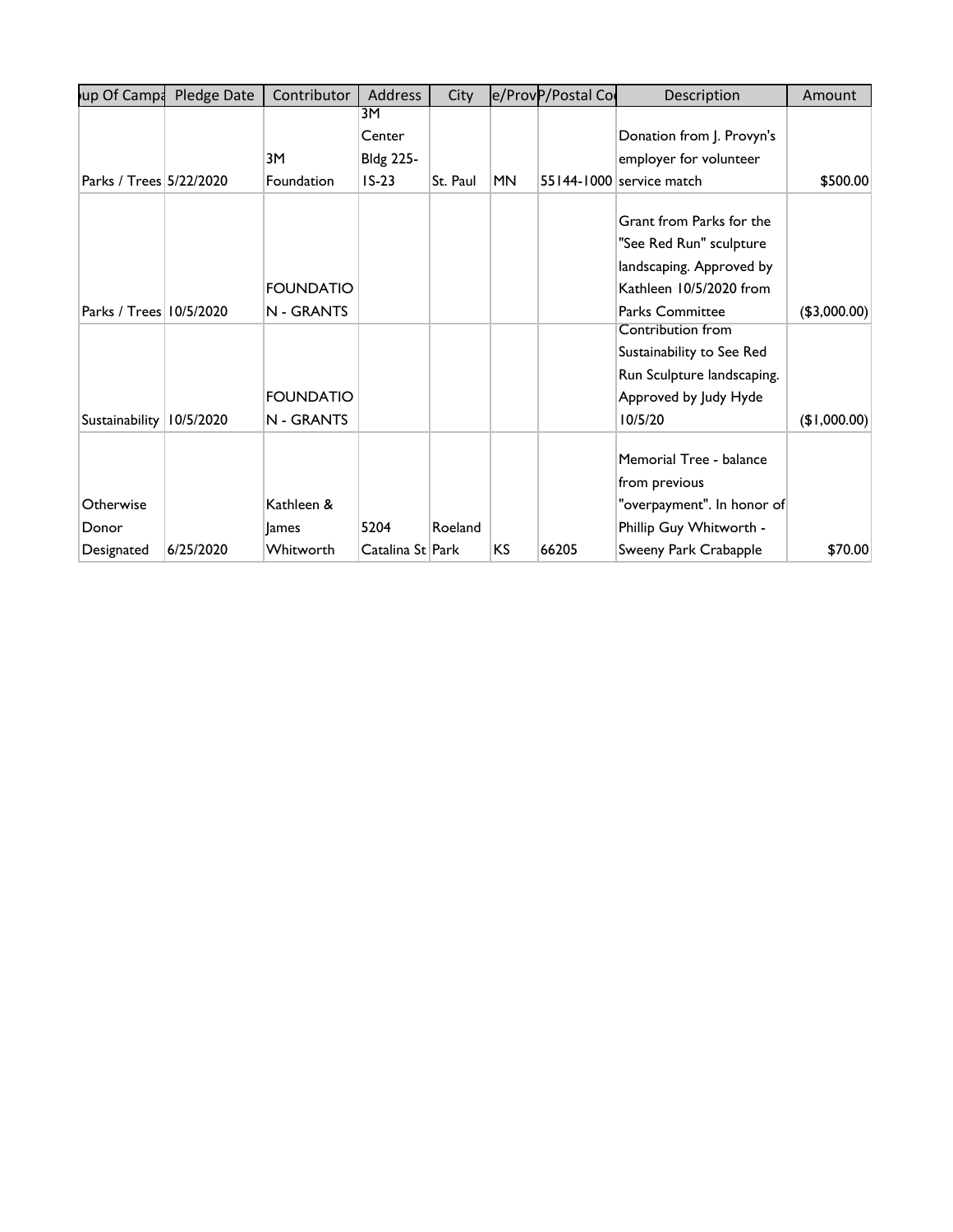| up Of Campa | Pledge Date | Contributor | Address | City | e/Prov | P/Postal Co | Description | Amount |
|---|---|---|---|---|---|---|---|---|
| Parks / Trees | 5/22/2020 | 3M Foundation | 3M Center Bldg 225-1S-23 | St. Paul | MN | 55144-1000 | Donation from J. Provyn's employer for volunteer service match | $500.00 |
| Parks / Trees | 10/5/2020 | FOUNDATION - GRANTS | | | | | Grant from Parks for the "See Red Run" sculpture landscaping. Approved by Kathleen 10/5/2020 from Parks Committee | ($3,000.00) |
| Sustainability | 10/5/2020 | FOUNDATION - GRANTS | | | | | Contribution from Sustainability to See Red Run Sculpture landscaping. Approved by Judy Hyde 10/5/20 | ($1,000.00) |
| Otherwise Donor Designated | 6/25/2020 | Kathleen & James Whitworth | 5204 Catalina St | Roeland Park | KS | 66205 | Memorial Tree - balance from previous "overpayment". In honor of Phillip Guy Whitworth - Sweeny Park Crabapple | $70.00 |